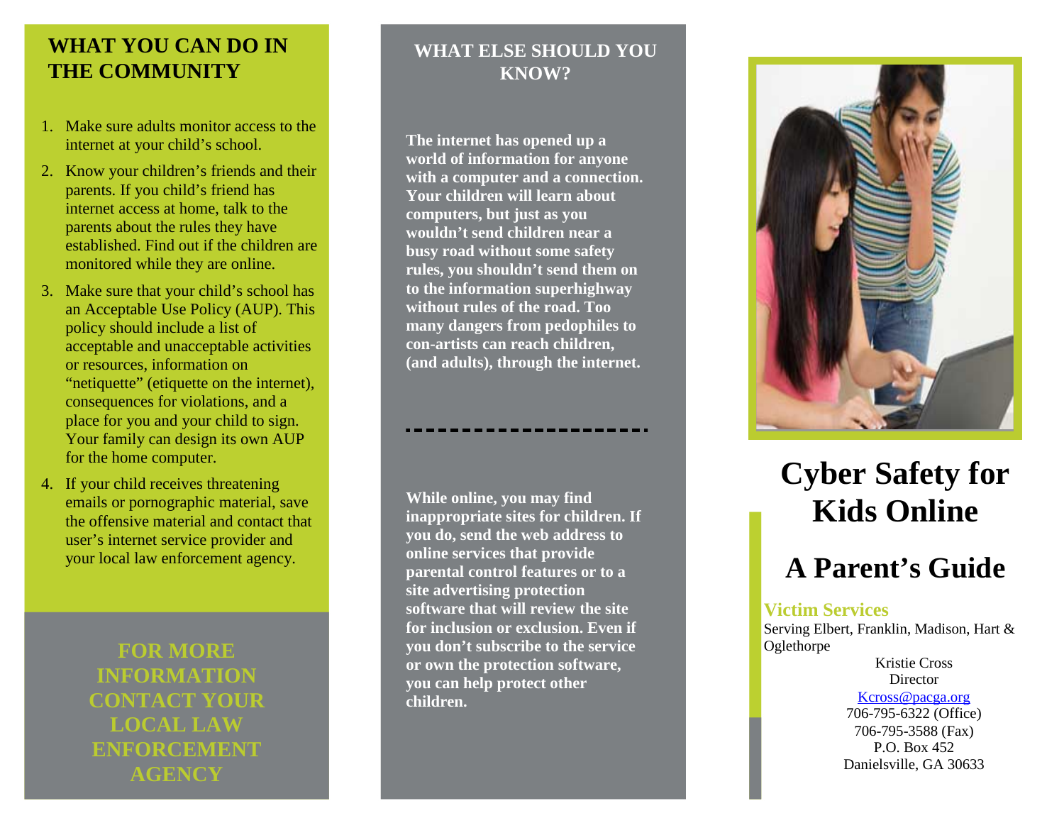## WHAT YOU CAN DO IN THE COMMUNITY

1. Make sure adults monitor access to the internet at your child's school.
2. Know your children's friends and their parents. If you child's friend has internet access at home, talk to the parents about the rules they have established. Find out if the children are monitored while they are online.
3. Make sure that your child's school has an Acceptable Use Policy (AUP). This policy should include a list of acceptable and unacceptable activities or resources, information on "netiquette" (etiquette on the internet), consequences for violations, and a place for you and your child to sign. Your family can design its own AUP for the home computer.
4. If your child receives threatening emails or pornographic material, save the offensive material and contact that user's internet service provider and your local law enforcement agency.

**FOR MORE INFORMATION CONTACT YOUR LOCAL LAW ENFORCEMENT AGENCY**

## WHAT ELSE SHOULD YOU KNOW?

**The internet has opened up a world of information for anyone with a computer and a connection. Your children will learn about computers, but just as you wouldn't send children near a busy road without some safety rules, you shouldn't send them on to the information superhighway without rules of the road. Too many dangers from pedophiles to con-artists can reach children, (and adults), through the internet.**

---

**While online, you may find inappropriate sites for children. If you do, send the web address to online services that provide parental control features or to a site advertising protection software that will review the site for inclusion or exclusion. Even if you don't subscribe to the service or own the protection software, you can help protect other children.**

# Cyber Safety for Kids Online

# A Parent's Guide

**Victim Services**

Serving Elbert, Franklin, Madison, Hart & Oglethorpe

Kristie Cross
Director
Kcross@pacga.org
706-795-6322 (Office)
706-795-3588 (Fax)
P.O. Box 452
Danielsville, GA 30633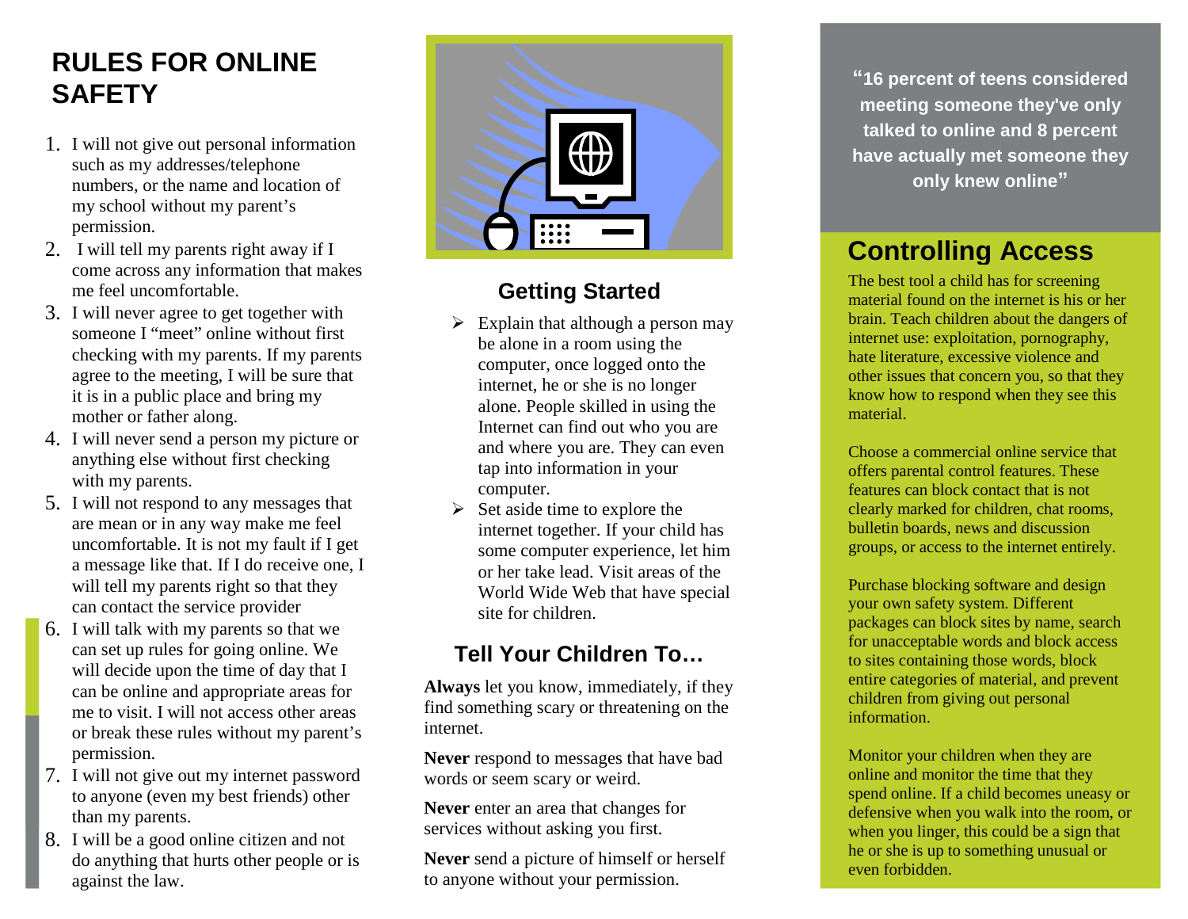# RULES FOR ONLINE SAFETY

1. I will not give out personal information such as my addresses/telephone numbers, or the name and location of my school without my parent's permission.
2. I will tell my parents right away if I come across any information that makes me feel uncomfortable.
3. I will never agree to get together with someone I "meet" online without first checking with my parents. If my parents agree to the meeting, I will be sure that it is in a public place and bring my mother or father along.
4. I will never send a person my picture or anything else without first checking with my parents.
5. I will not respond to any messages that are mean or in any way make me feel uncomfortable. It is not my fault if I get a message like that. If I do receive one, I will tell my parents right so that they can contact the service provider
6. I will talk with my parents so that we can set up rules for going online. We will decide upon the time of day that I can be online and appropriate areas for me to visit. I will not access other areas or break these rules without my parent's permission.
7. I will not give out my internet password to anyone (even my best friends) other than my parents.
8. I will be a good online citizen and not do anything that hurts other people or is against the law.

## Getting Started

- Explain that although a person may be alone in a room using the computer, once logged onto the internet, he or she is no longer alone. People skilled in using the Internet can find out who you are and where you are. They can even tap into information in your computer.
- Set aside time to explore the internet together. If your child has some computer experience, let him or her take lead. Visit areas of the World Wide Web that have special site for children.

## Tell Your Children To…

**Always** let you know, immediately, if they find something scary or threatening on the internet.

**Never** respond to messages that have bad words or seem scary or weird.

**Never** enter an area that changes for services without asking you first.

**Never** send a picture of himself or herself to anyone without your permission.

**"16 percent of teens considered meeting someone they've only talked to online and 8 percent have actually met someone they only knew online"**

## Controlling Access

The best tool a child has for screening material found on the internet is his or her brain. Teach children about the dangers of internet use: exploitation, pornography, hate literature, excessive violence and other issues that concern you, so that they know how to respond when they see this material.

Choose a commercial online service that offers parental control features. These features can block contact that is not clearly marked for children, chat rooms, bulletin boards, news and discussion groups, or access to the internet entirely.

Purchase blocking software and design your own safety system. Different packages can block sites by name, search for unacceptable words and block access to sites containing those words, block entire categories of material, and prevent children from giving out personal information.

Monitor your children when they are online and monitor the time that they spend online. If a child becomes uneasy or defensive when you walk into the room, or when you linger, this could be a sign that he or she is up to something unusual or even forbidden.